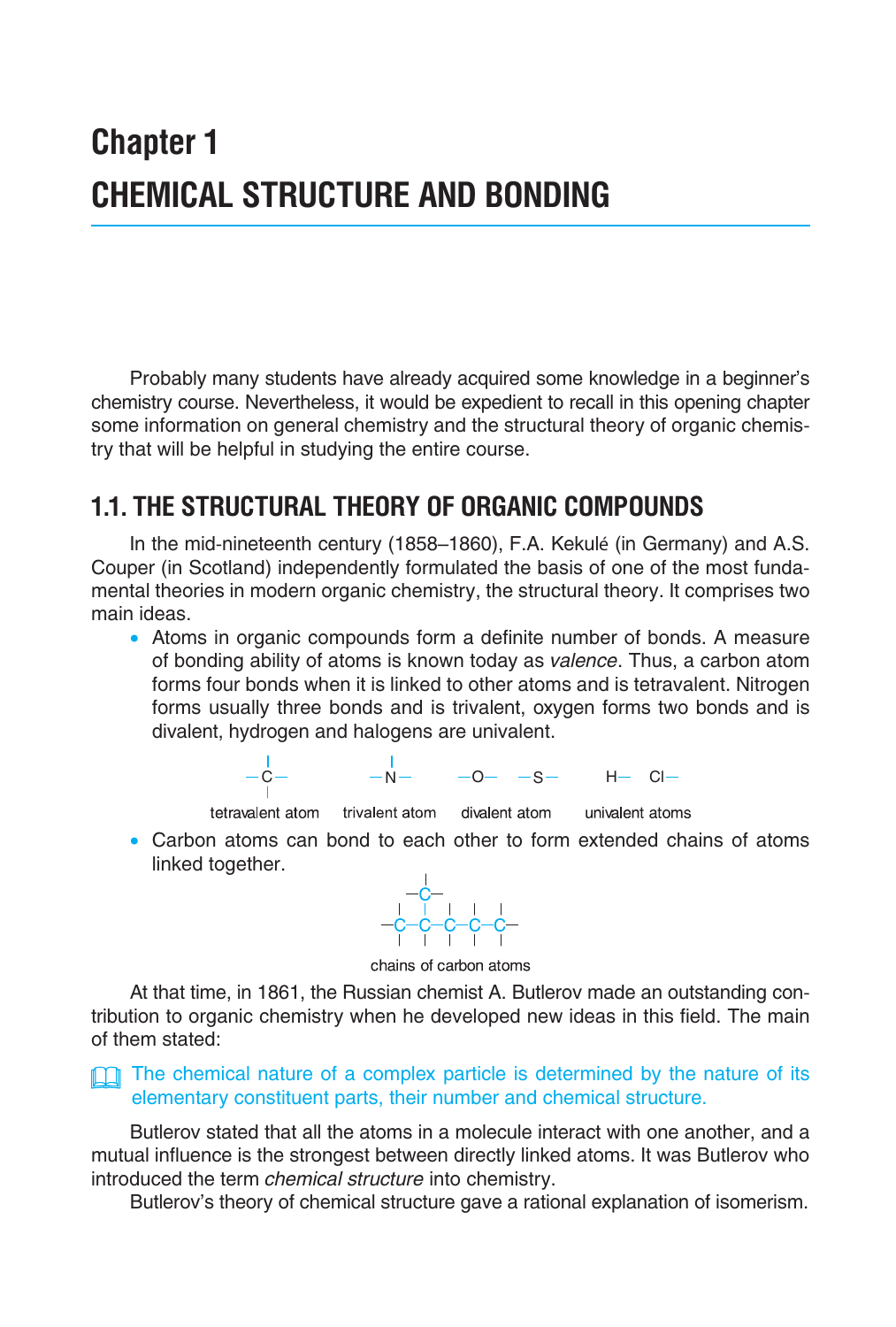# Chapter 1

# CHEMICAL STRUCTURE AND BONDING

Probably many students have already acquired some knowledge in a beginner's chemistry course. Nevertheless, it would be expedient to recall in this opening chapter some information on general chemistry and the structural theory of organic chemistry that will be helpful in studying the entire course.

## 1.1. THE STRUCTURAL THEORY OF ORGANIC COMPOUNDS

In the mid-nineteenth century (1858–1860), F.A. Kekulé (in Germany) and A.S. Couper (in Scotland) independently formulated the basis of one of the most fundamental theories in modern organic chemistry, the structural theory. It comprises two main ideas.

- Atoms in organic compounds form a definite number of bonds. A measure of bonding ability of atoms is known today as *valence*. Thus, a carbon atom forms four bonds when it is linked to other atoms and is tetravalent. Nitrogen forms usually three bonds and is trivalent, oxygen forms two bonds and is divalent, hydrogen and halogens are univalent.

  tetravalent atom (—C—), trivalent atom (—N—), divalent atom (—O— —S—), univalent atoms (H— Cl—)

- Carbon atoms can bond to each other to form extended chains of atoms linked together.

  chains of carbon atoms

At that time, in 1861, the Russian chemist A. Butlerov made an outstanding contribution to organic chemistry when he developed new ideas in this field. The main of them stated:

The chemical nature of a complex particle is determined by the nature of its elementary constituent parts, their number and chemical structure.

Butlerov stated that all the atoms in a molecule interact with one another, and a mutual influence is the strongest between directly linked atoms. It was Butlerov who introduced the term *chemical structure* into chemistry.

Butlerov's theory of chemical structure gave a rational explanation of isomerism.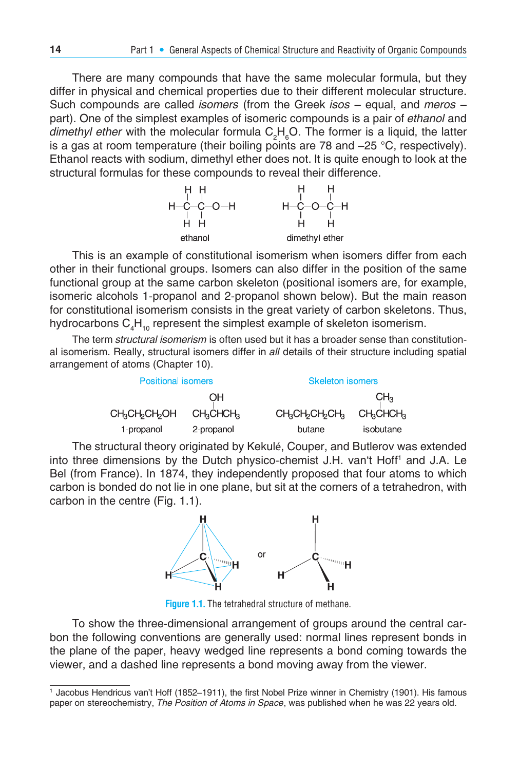There are many compounds that have the same molecular formula, but they differ in physical and chemical properties due to their different molecular structure. Such compounds are called *isomers* (from the Greek *isos* – equal, and *meros* – part). One of the simplest examples of isomeric compounds is a pair of *ethanol* and *dimethyl ether* with the molecular formula $C_2H_6O$. The former is a liquid, the latter is a gas at room temperature (their boiling points are 78 and –25 °C, respectively). Ethanol reacts with sodium, dimethyl ether does not. It is quite enough to look at the structural formulas for these compounds to reveal their difference.

ethanol   dimethyl ether

This is an example of constitutional isomerism when isomers differ from each other in their functional groups. Isomers can also differ in the position of the same functional group at the same carbon skeleton (positional isomers are, for example, isomeric alcohols 1-propanol and 2-propanol shown below). But the main reason for constitutional isomerism consists in the great variety of carbon skeletons. Thus, hydrocarbons $C_4H_{10}$ represent the simplest example of skeleton isomerism.

The term *structural isomerism* is often used but it has a broader sense than constitutional isomerism. Really, structural isomers differ in *all* details of their structure including spatial arrangement of atoms (Chapter 10).

Positional isomers: $CH_3CH_2CH_2OH$ (1-propanol), $CH_3CH(OH)CH_3$ (2-propanol)

Skeleton isomers: $CH_3CH_2CH_2CH_3$ (butane), $CH_3CH(CH_3)CH_3$ (isobutane)

The structural theory originated by Kekulé, Couper, and Butlerov was extended into three dimensions by the Dutch physico-chemist J.H. van't Hoff[1] and J.A. Le Bel (from France). In 1874, they independently proposed that four atoms to which carbon is bonded do not lie in one plane, but sit at the corners of a tetrahedron, with carbon in the centre (Fig. 1.1).

**Figure 1.1.** The tetrahedral structure of methane.

To show the three-dimensional arrangement of groups around the central carbon the following conventions are generally used: normal lines represent bonds in the plane of the paper, heavy wedged line represents a bond coming towards the viewer, and a dashed line represents a bond moving away from the viewer.

---

[1] Jacobus Hendricus van't Hoff (1852–1911), the first Nobel Prize winner in Chemistry (1901). His famous paper on stereochemistry, *The Position of Atoms in Space*, was published when he was 22 years old.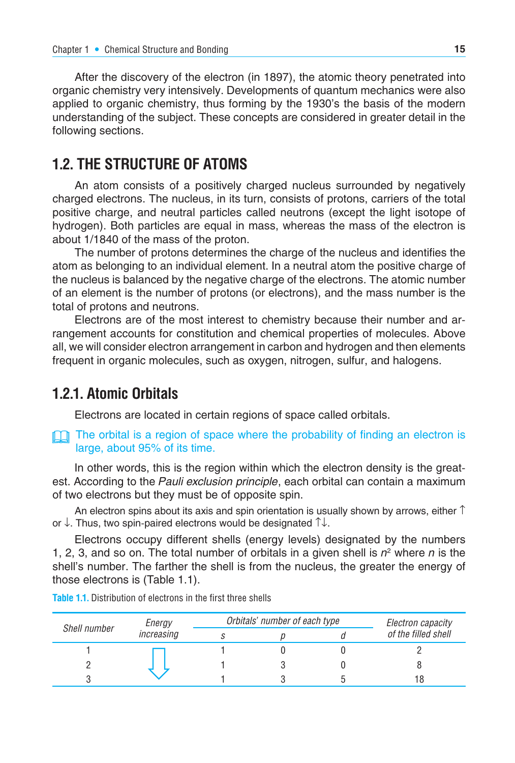After the discovery of the electron (in 1897), the atomic theory penetrated into organic chemistry very intensively. Developments of quantum mechanics were also applied to organic chemistry, thus forming by the 1930's the basis of the modern understanding of the subject. These concepts are considered in greater detail in the following sections.

## 1.2. THE STRUCTURE OF ATOMS

An atom consists of a positively charged nucleus surrounded by negatively charged electrons. The nucleus, in its turn, consists of protons, carriers of the total positive charge, and neutral particles called neutrons (except the light isotope of hydrogen). Both particles are equal in mass, whereas the mass of the electron is about 1/1840 of the mass of the proton.

The number of protons determines the charge of the nucleus and identifies the atom as belonging to an individual element. In a neutral atom the positive charge of the nucleus is balanced by the negative charge of the electrons. The atomic number of an element is the number of protons (or electrons), and the mass number is the total of protons and neutrons.

Electrons are of the most interest to chemistry because their number and arrangement accounts for constitution and chemical properties of molecules. Above all, we will consider electron arrangement in carbon and hydrogen and then elements frequent in organic molecules, such as oxygen, nitrogen, sulfur, and halogens.

### 1.2.1. Atomic Orbitals

Electrons are located in certain regions of space called orbitals.

The orbital is a region of space where the probability of finding an electron is large, about 95% of its time.

In other words, this is the region within which the electron density is the greatest. According to the *Pauli exclusion principle*, each orbital can contain a maximum of two electrons but they must be of opposite spin.

An electron spins about its axis and spin orientation is usually shown by arrows, either ↑ or ↓. Thus, two spin-paired electrons would be designated ↑↓.

Electrons occupy different shells (energy levels) designated by the numbers 1, 2, 3, and so on. The total number of orbitals in a given shell is $n^2$ where $n$ is the shell's number. The farther the shell is from the nucleus, the greater the energy of those electrons is (Table 1.1).

**Table 1.1.** Distribution of electrons in the first three shells

| *Shell number* | *Energy increasing* | *Orbitals' number of each type* | | | *Electron capacity of the filled shell* |
|---|---|---|---|---|---|
| | | *s* | *p* | *d* | |
| 1 | ⇩ | 1 | 0 | 0 | 2 |
| 2 | | 1 | 3 | 0 | 8 |
| 3 | | 1 | 3 | 5 | 18 |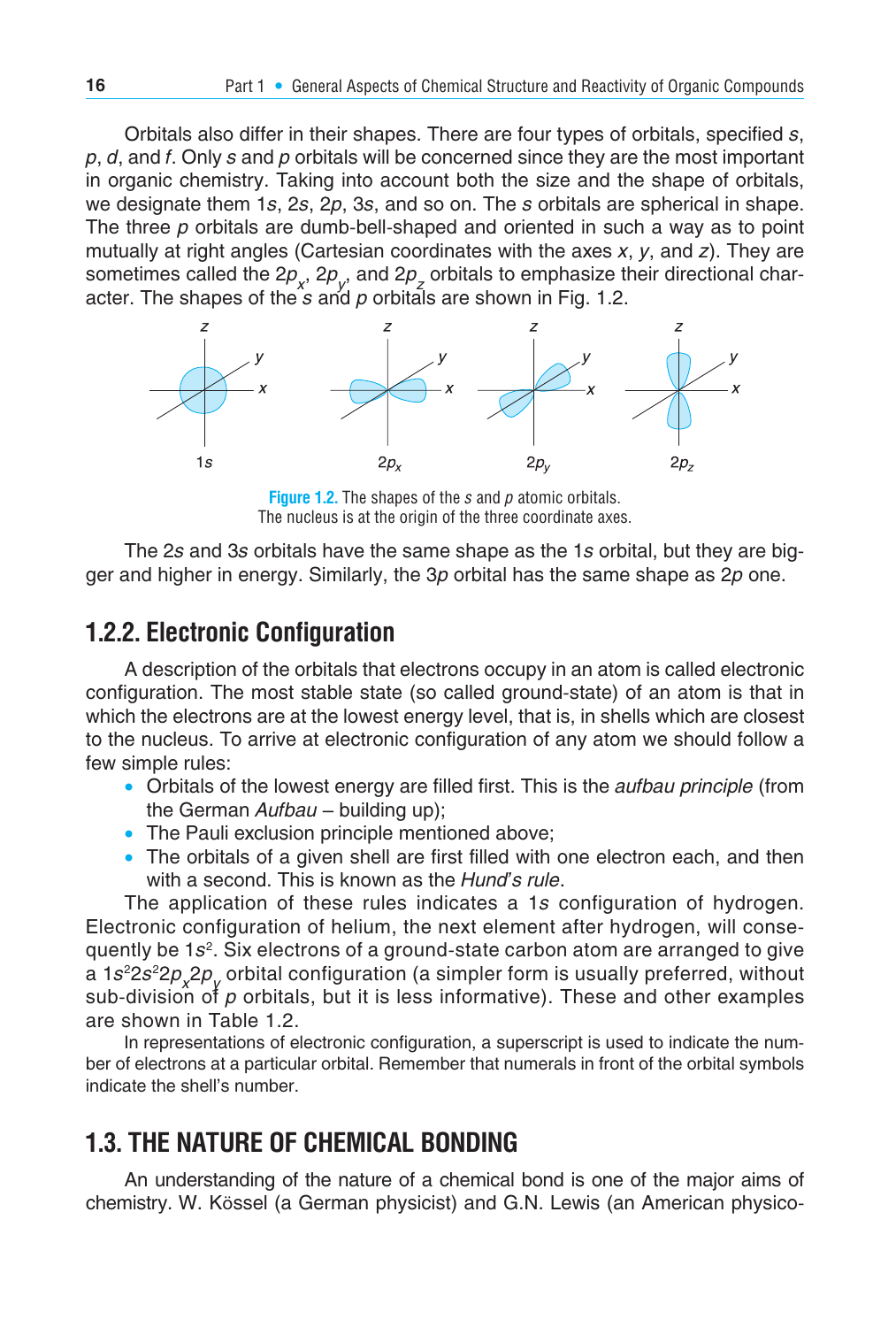Orbitals also differ in their shapes. There are four types of orbitals, specified *s*, *p*, *d*, and *f*. Only *s* and *p* orbitals will be concerned since they are the most important in organic chemistry. Taking into account both the size and the shape of orbitals, we designate them 1*s*, 2*s*, 2*p*, 3*s*, and so on. The *s* orbitals are spherical in shape. The three *p* orbitals are dumb-bell-shaped and oriented in such a way as to point mutually at right angles (Cartesian coordinates with the axes *x*, *y*, and *z*). They are sometimes called the $2p_x$, $2p_y$, and $2p_z$ orbitals to emphasize their directional character. The shapes of the *s* and *p* orbitals are shown in Fig. 1.2.

**Figure 1.2.** The shapes of the *s* and *p* atomic orbitals. The nucleus is at the origin of the three coordinate axes.

The 2*s* and 3*s* orbitals have the same shape as the 1*s* orbital, but they are bigger and higher in energy. Similarly, the 3*p* orbital has the same shape as 2*p* one.

## 1.2.2. Electronic Configuration

A description of the orbitals that electrons occupy in an atom is called electronic configuration. The most stable state (so called ground-state) of an atom is that in which the electrons are at the lowest energy level, that is, in shells which are closest to the nucleus. To arrive at electronic configuration of any atom we should follow a few simple rules:

- Orbitals of the lowest energy are filled first. This is the *aufbau principle* (from the German *Aufbau* – building up);
- The Pauli exclusion principle mentioned above;
- The orbitals of a given shell are first filled with one electron each, and then with a second. This is known as the *Hund's rule*.

The application of these rules indicates a 1*s* configuration of hydrogen. Electronic configuration of helium, the next element after hydrogen, will consequently be $1s^2$. Six electrons of a ground-state carbon atom are arranged to give a $1s^2 2s^2 2p_x 2p_y$ orbital configuration (a simpler form is usually preferred, without sub-division of *p* orbitals, but it is less informative). These and other examples are shown in Table 1.2.

In representations of electronic configuration, a superscript is used to indicate the number of electrons at a particular orbital. Remember that numerals in front of the orbital symbols indicate the shell's number.

# 1.3. THE NATURE OF CHEMICAL BONDING

An understanding of the nature of a chemical bond is one of the major aims of chemistry. W. Kössel (a German physicist) and G.N. Lewis (an American physico-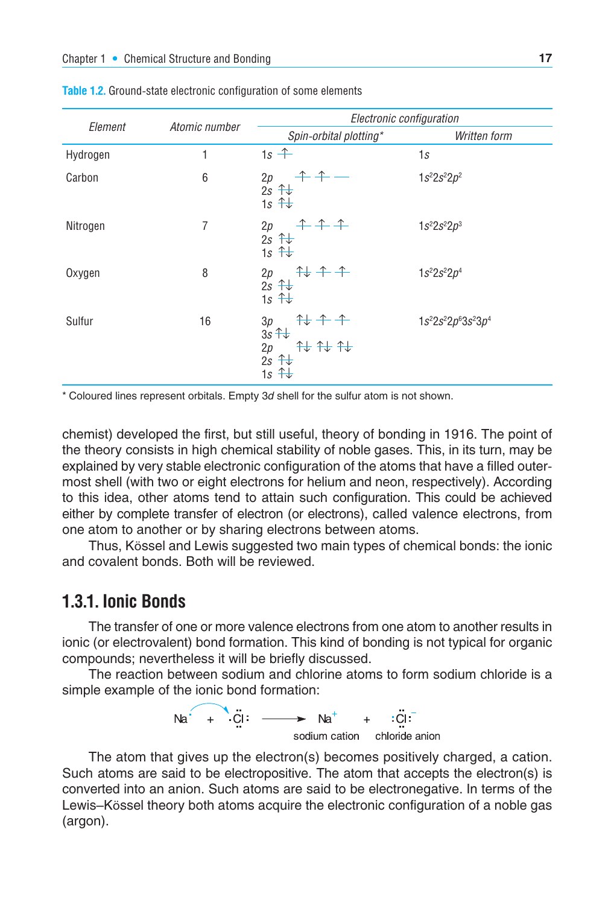**Table 1.2.** Ground-state electronic configuration of some elements

| Element | Atomic number | Electronic configuration | |
|---|---|---|---|
| | | Spin-orbital plotting* | Written form |
| Hydrogen | 1 | 1s ↑ | 1s |
| Carbon | 6 | 2p ↑ ↑ —<br>2s ↑↓<br>1s ↑↓ | $1s^22s^22p^2$ |
| Nitrogen | 7 | 2p ↑ ↑ ↑<br>2s ↑↓<br>1s ↑↓ | $1s^22s^22p^3$ |
| Oxygen | 8 | 2p ↑↓ ↑ ↑<br>2s ↑↓<br>1s ↑↓ | $1s^22s^22p^4$ |
| Sulfur | 16 | 3p ↑↓ ↑ ↑<br>3s ↑↓<br>2p ↑↓ ↑↓ ↑↓<br>2s ↑↓<br>1s ↑↓ | $1s^22s^22p^63s^23p^4$ |

\* Coloured lines represent orbitals. Empty 3*d* shell for the sulfur atom is not shown.

chemist) developed the first, but still useful, theory of bonding in 1916. The point of the theory consists in high chemical stability of noble gases. This, in its turn, may be explained by very stable electronic configuration of the atoms that have a filled outermost shell (with two or eight electrons for helium and neon, respectively). According to this idea, other atoms tend to attain such configuration. This could be achieved either by complete transfer of electron (or electrons), called valence electrons, from one atom to another or by sharing electrons between atoms.

Thus, Kössel and Lewis suggested two main types of chemical bonds: the ionic and covalent bonds. Both will be reviewed.

## 1.3.1. Ionic Bonds

The transfer of one or more valence electrons from one atom to another results in ionic (or electrovalent) bond formation. This kind of bonding is not typical for organic compounds; nevertheless it will be briefly discussed.

The reaction between sodium and chlorine atoms to form sodium chloride is a simple example of the ionic bond formation:

$$Na\cdot + \cdot\ddot{\underset{..}{Cl}}: \longrightarrow \underset{\text{sodium cation}}{Na^+} + \underset{\text{chloride anion}}{:\ddot{\underset{..}{Cl}}:^-}$$

The atom that gives up the electron(s) becomes positively charged, a cation. Such atoms are said to be electropositive. The atom that accepts the electron(s) is converted into an anion. Such atoms are said to be electronegative. In terms of the Lewis–Kössel theory both atoms acquire the electronic configuration of a noble gas (argon).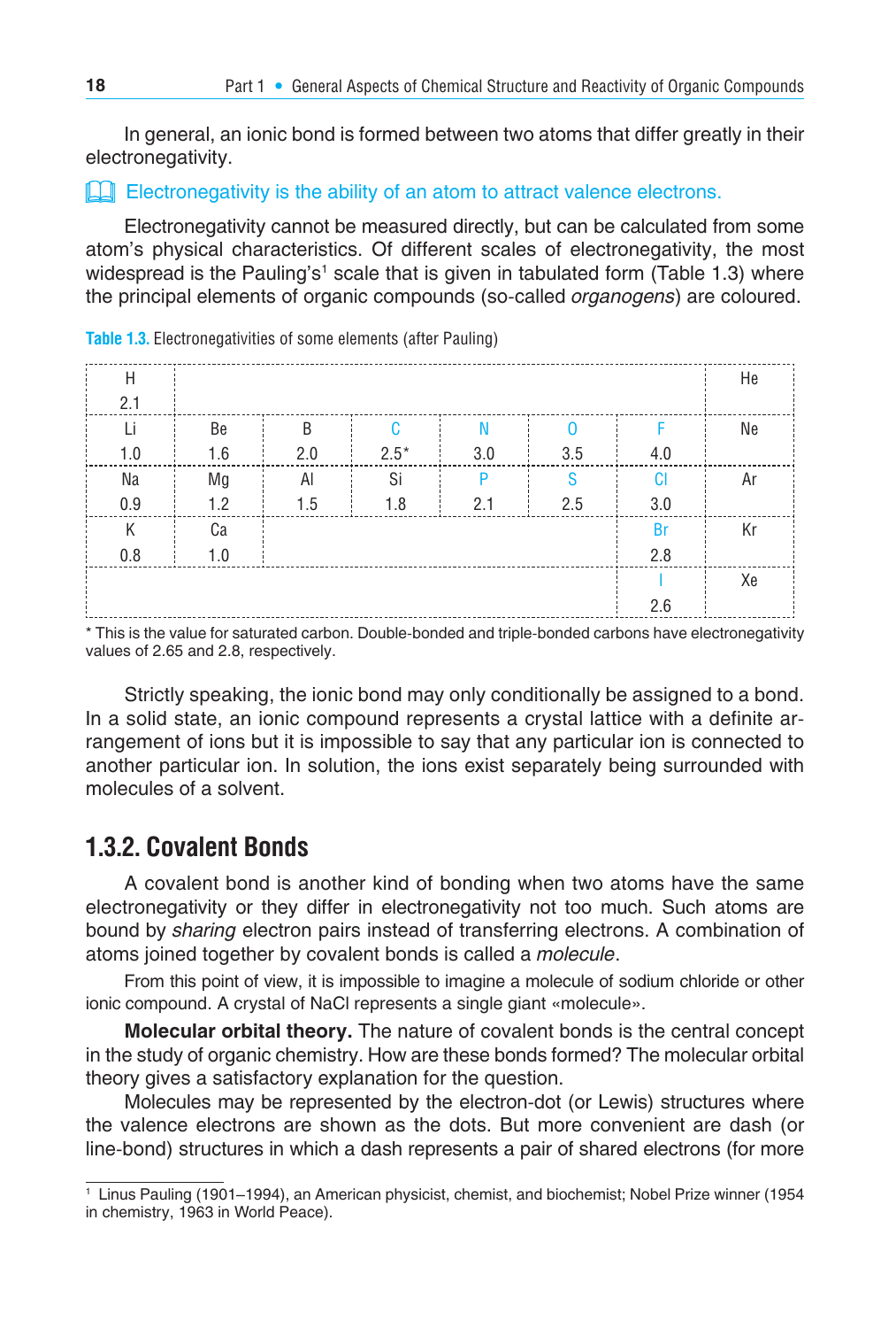In general, an ionic bond is formed between two atoms that differ greatly in their electronegativity.

Electronegativity is the ability of an atom to attract valence electrons.

Electronegativity cannot be measured directly, but can be calculated from some atom's physical characteristics. Of different scales of electronegativity, the most widespread is the Pauling's[1] scale that is given in tabulated form (Table 1.3) where the principal elements of organic compounds (so-called *organogens*) are coloured.

**Table 1.3.** Electronegativities of some elements (after Pauling)

| | | | | | | | |
|---|---|---|---|---|---|---|---|
| H 2.1 | | | | | | | He |
| Li 1.0 | Be 1.6 | B 2.0 | C 2.5* | N 3.0 | O 3.5 | F 4.0 | Ne |
| Na 0.9 | Mg 1.2 | Al 1.5 | Si 1.8 | P 2.1 | S 2.5 | Cl 3.0 | Ar |
| K 0.8 | Ca 1.0 | | | | | Br 2.8 | Kr |
| | | | | | | I 2.6 | Xe |

* This is the value for saturated carbon. Double-bonded and triple-bonded carbons have electronegativity values of 2.65 and 2.8, respectively.

Strictly speaking, the ionic bond may only conditionally be assigned to a bond. In a solid state, an ionic compound represents a crystal lattice with a definite arrangement of ions but it is impossible to say that any particular ion is connected to another particular ion. In solution, the ions exist separately being surrounded with molecules of a solvent.

## 1.3.2. Covalent Bonds

A covalent bond is another kind of bonding when two atoms have the same electronegativity or they differ in electronegativity not too much. Such atoms are bound by *sharing* electron pairs instead of transferring electrons. A combination of atoms joined together by covalent bonds is called a *molecule*.

From this point of view, it is impossible to imagine a molecule of sodium chloride or other ionic compound. A crystal of NaCl represents a single giant «molecule».

**Molecular orbital theory.** The nature of covalent bonds is the central concept in the study of organic chemistry. How are these bonds formed? The molecular orbital theory gives a satisfactory explanation for the question.

Molecules may be represented by the electron-dot (or Lewis) structures where the valence electrons are shown as the dots. But more convenient are dash (or line-bond) structures in which a dash represents a pair of shared electrons (for more

[1] Linus Pauling (1901–1994), an American physicist, chemist, and biochemist; Nobel Prize winner (1954 in chemistry, 1963 in World Peace).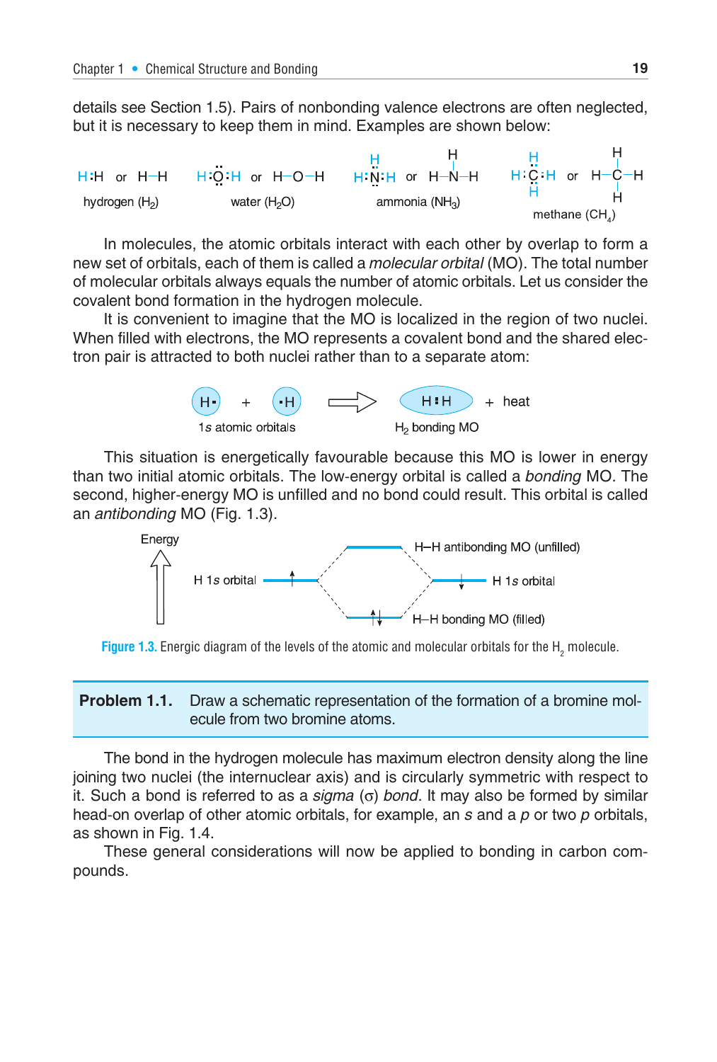details see Section 1.5). Pairs of nonbonding valence electrons are often neglected, but it is necessary to keep them in mind. Examples are shown below:

H:H or H–H — hydrogen ($H_2$)

H:Ö:H or H–O–H — water ($H_2O$)

H:N̈:H or H–N–H — ammonia ($NH_3$)

H:C:H or H–C–H — methane ($CH_4$)

In molecules, the atomic orbitals interact with each other by overlap to form a new set of orbitals, each of them is called a *molecular orbital* (MO). The total number of molecular orbitals always equals the number of atomic orbitals. Let us consider the covalent bond formation in the hydrogen molecule.

It is convenient to imagine that the MO is localized in the region of two nuclei. When filled with electrons, the MO represents a covalent bond and the shared electron pair is attracted to both nuclei rather than to a separate atom:

H· + ·H ⟹ H:H + heat

1*s* atomic orbitals — $H_2$ bonding MO

This situation is energetically favourable because this MO is lower in energy than two initial atomic orbitals. The low-energy orbital is called a *bonding* MO. The second, higher-energy MO is unfilled and no bond could result. This orbital is called an *antibonding* MO (Fig. 1.3).

Energy; H 1*s* orbital; H–H antibonding MO (unfilled); H 1*s* orbital; H–H bonding MO (filled)

**Figure 1.3.** Energic diagram of the levels of the atomic and molecular orbitals for the $H_2$ molecule.

**Problem 1.1.** Draw a schematic representation of the formation of a bromine molecule from two bromine atoms.

The bond in the hydrogen molecule has maximum electron density along the line joining two nuclei (the internuclear axis) and is circularly symmetric with respect to it. Such a bond is referred to as a *sigma* ($\sigma$) *bond*. It may also be formed by similar head-on overlap of other atomic orbitals, for example, an *s* and a *p* or two *p* orbitals, as shown in Fig. 1.4.

These general considerations will now be applied to bonding in carbon compounds.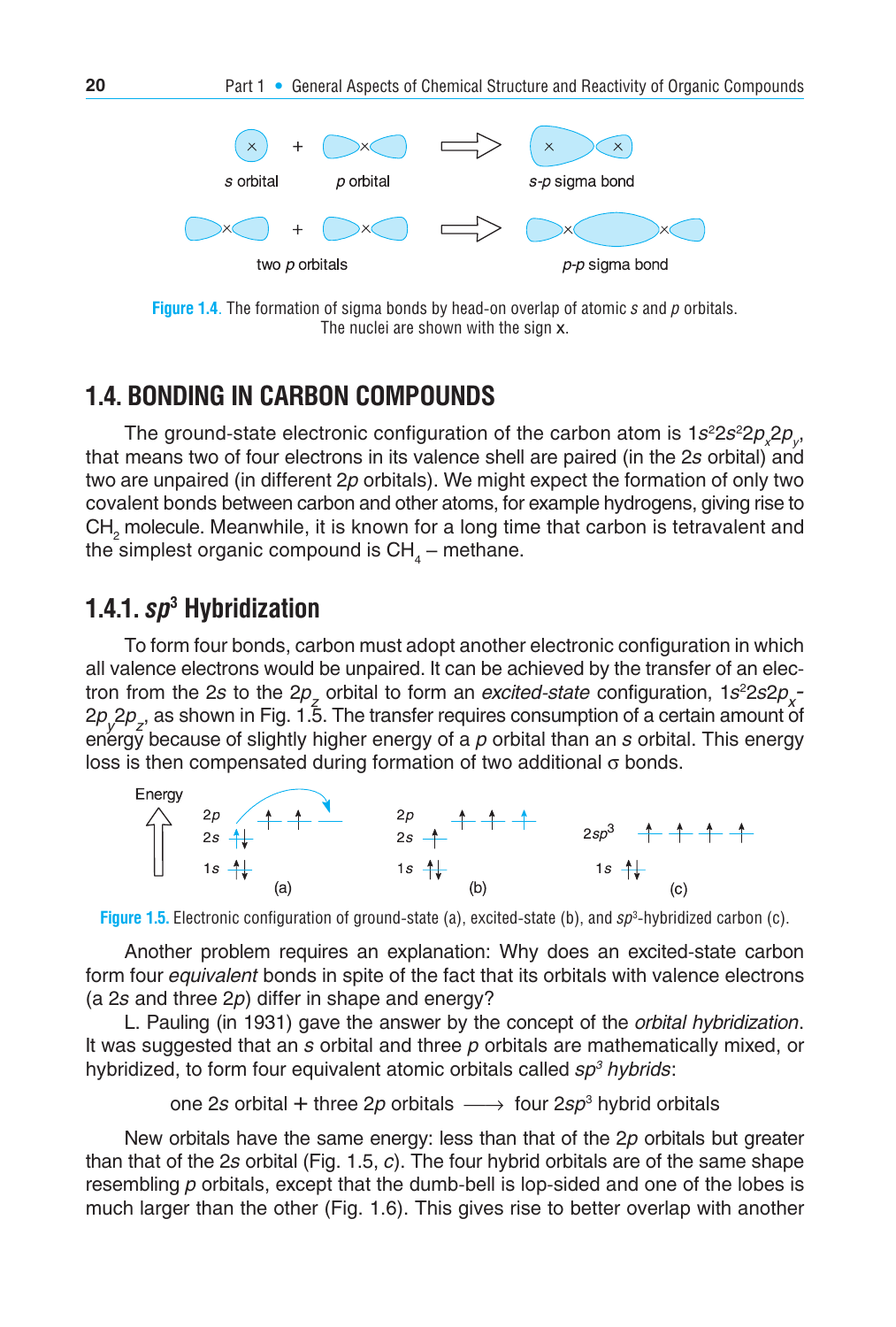s orbital + p orbital ⟹ s-p sigma bond

two p orbitals ⟹ p-p sigma bond

**Figure 1.4**. The formation of sigma bonds by head-on overlap of atomic *s* and *p* orbitals. The nuclei are shown with the sign x.

## 1.4. BONDING IN CARBON COMPOUNDS

The ground-state electronic configuration of the carbon atom is $1s^2 2s^2 2p_x 2p_y$, that means two of four electrons in its valence shell are paired (in the 2*s* orbital) and two are unpaired (in different 2*p* orbitals). We might expect the formation of only two covalent bonds between carbon and other atoms, for example hydrogens, giving rise to $CH_2$ molecule. Meanwhile, it is known for a long time that carbon is tetravalent and the simplest organic compound is $CH_4$ – methane.

### 1.4.1. *sp*³ Hybridization

To form four bonds, carbon must adopt another electronic configuration in which all valence electrons would be unpaired. It can be achieved by the transfer of an electron from the 2*s* to the $2p_z$ orbital to form an *excited-state* configuration, $1s^2 2s 2p_x$-$2p_y 2p_z$, as shown in Fig. 1.5. The transfer requires consumption of a certain amount of energy because of slightly higher energy of a *p* orbital than an *s* orbital. This energy loss is then compensated during formation of two additional σ bonds.

**Figure 1.5.** Electronic configuration of ground-state (a), excited-state (b), and $sp^3$-hybridized carbon (c).

Another problem requires an explanation: Why does an excited-state carbon form four *equivalent* bonds in spite of the fact that its orbitals with valence electrons (a 2*s* and three 2*p*) differ in shape and energy?

L. Pauling (in 1931) gave the answer by the concept of the *orbital hybridization*. It was suggested that an *s* orbital and three *p* orbitals are mathematically mixed, or hybridized, to form four equivalent atomic orbitals called *sp³ hybrids*:

$$\text{one } 2s \text{ orbital} + \text{three } 2p \text{ orbitals} \longrightarrow \text{four } 2sp^3 \text{ hybrid orbitals}$$

New orbitals have the same energy: less than that of the 2*p* orbitals but greater than that of the 2*s* orbital (Fig. 1.5, *c*). The four hybrid orbitals are of the same shape resembling *p* orbitals, except that the dumb-bell is lop-sided and one of the lobes is much larger than the other (Fig. 1.6). This gives rise to better overlap with another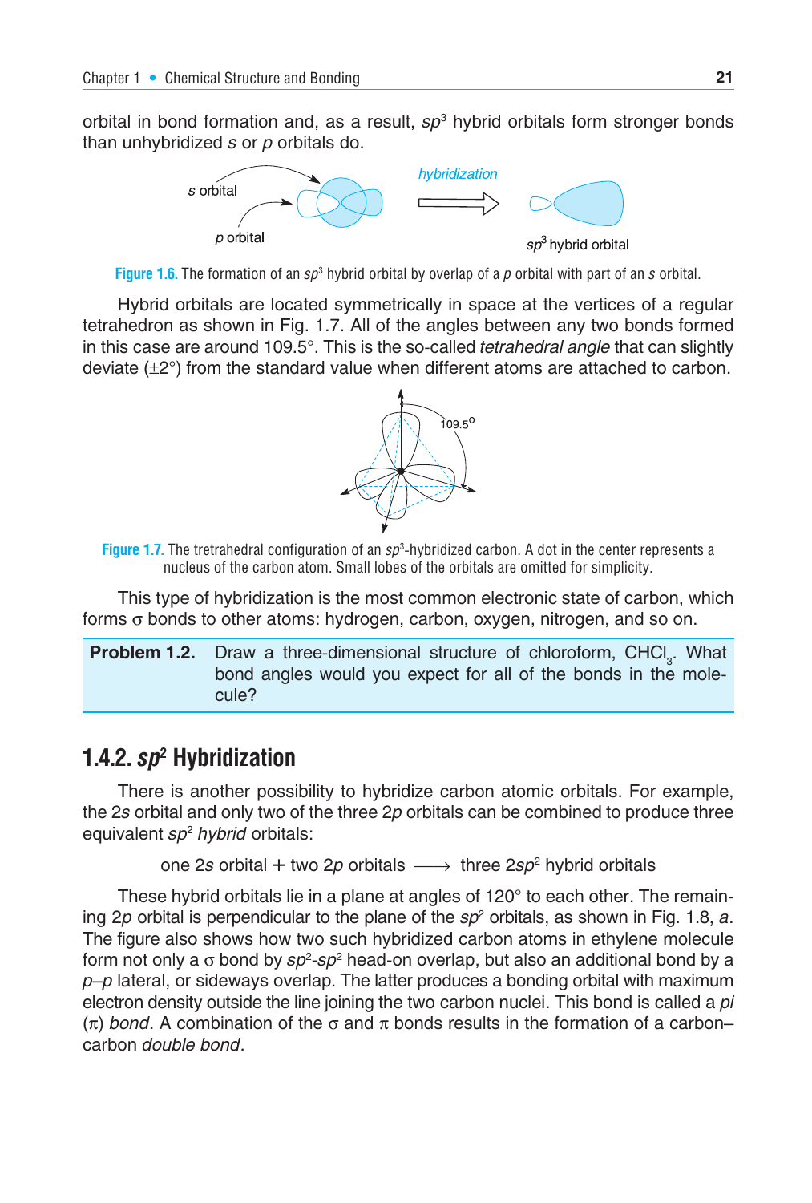orbital in bond formation and, as a result, $sp^3$ hybrid orbitals form stronger bonds than unhybridized *s* or *p* orbitals do.

**Figure 1.6.** The formation of an $sp^3$ hybrid orbital by overlap of a *p* orbital with part of an *s* orbital.

Hybrid orbitals are located symmetrically in space at the vertices of a regular tetrahedron as shown in Fig. 1.7. All of the angles between any two bonds formed in this case are around 109.5°. This is the so-called *tetrahedral angle* that can slightly deviate (±2°) from the standard value when different atoms are attached to carbon.

**Figure 1.7.** The tetrahedral configuration of an $sp^3$-hybridized carbon. A dot in the center represents a nucleus of the carbon atom. Small lobes of the orbitals are omitted for simplicity.

This type of hybridization is the most common electronic state of carbon, which forms σ bonds to other atoms: hydrogen, carbon, oxygen, nitrogen, and so on.

**Problem 1.2.** Draw a three-dimensional structure of chloroform, $CHCl_3$. What bond angles would you expect for all of the bonds in the molecule?

## 1.4.2. $sp^2$ Hybridization

There is another possibility to hybridize carbon atomic orbitals. For example, the 2*s* orbital and only two of the three 2*p* orbitals can be combined to produce three equivalent *$sp^2$ hybrid* orbitals:

$$\text{one } 2s \text{ orbital} + \text{two } 2p \text{ orbitals} \longrightarrow \text{three } 2sp^2 \text{ hybrid orbitals}$$

These hybrid orbitals lie in a plane at angles of 120° to each other. The remaining 2*p* orbital is perpendicular to the plane of the $sp^2$ orbitals, as shown in Fig. 1.8, *a*. The figure also shows how two such hybridized carbon atoms in ethylene molecule form not only a σ bond by $sp^2$-$sp^2$ head-on overlap, but also an additional bond by a *p*–*p* lateral, or sideways overlap. The latter produces a bonding orbital with maximum electron density outside the line joining the two carbon nuclei. This bond is called a *pi* (π) *bond*. A combination of the σ and π bonds results in the formation of a carbon–carbon *double bond*.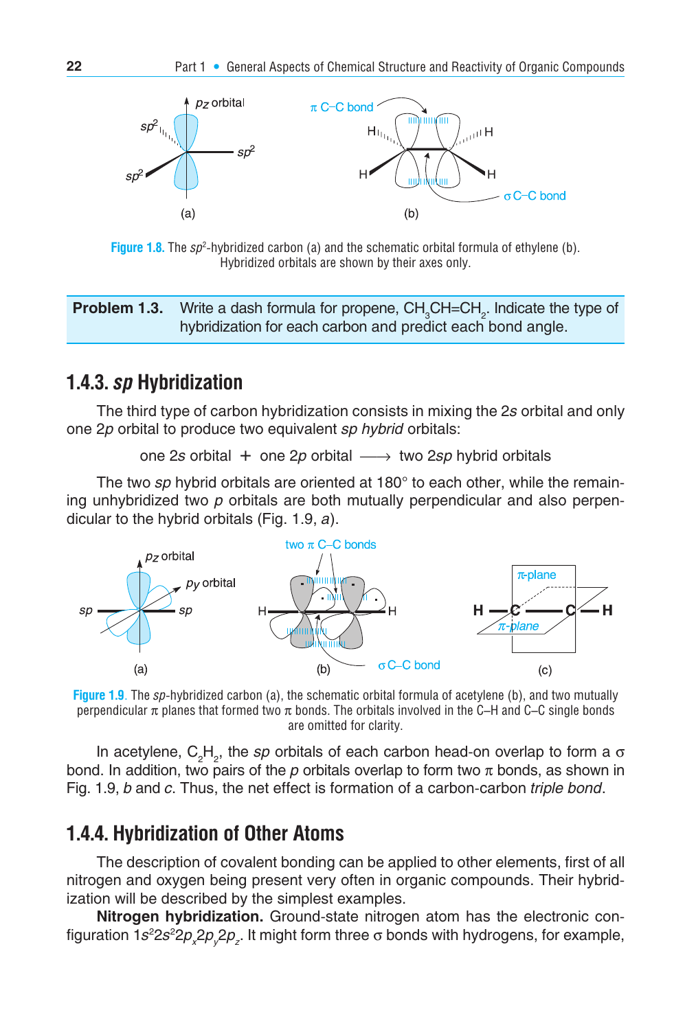Figure 1.8. The $sp^2$-hybridized carbon (a) and the schematic orbital formula of ethylene (b). Hybridized orbitals are shown by their axes only.

> **Problem 1.3.** Write a dash formula for propene, $CH_3CH=CH_2$. Indicate the type of hybridization for each carbon and predict each bond angle.

## 1.4.3. *sp* Hybridization

The third type of carbon hybridization consists in mixing the 2*s* orbital and only one 2*p* orbital to produce two equivalent *sp hybrid* orbitals:

$$\text{one } 2s \text{ orbital } + \text{ one } 2p \text{ orbital } \longrightarrow \text{ two } 2sp \text{ hybrid orbitals}$$

The two *sp* hybrid orbitals are oriented at 180° to each other, while the remaining unhybridized two *p* orbitals are both mutually perpendicular and also perpendicular to the hybrid orbitals (Fig. 1.9, *a*).

Figure 1.9. The *sp*-hybridized carbon (a), the schematic orbital formula of acetylene (b), and two mutually perpendicular π planes that formed two π bonds. The orbitals involved in the C–H and C–C single bonds are omitted for clarity.

In acetylene, $C_2H_2$, the *sp* orbitals of each carbon head-on overlap to form a σ bond. In addition, two pairs of the *p* orbitals overlap to form two π bonds, as shown in Fig. 1.9, *b* and *c*. Thus, the net effect is formation of a carbon-carbon *triple bond*.

## 1.4.4. Hybridization of Other Atoms

The description of covalent bonding can be applied to other elements, first of all nitrogen and oxygen being present very often in organic compounds. Their hybridization will be described by the simplest examples.

**Nitrogen hybridization.** Ground-state nitrogen atom has the electronic configuration $1s^2 2s^2 2p_x 2p_y 2p_z$. It might form three σ bonds with hydrogens, for example,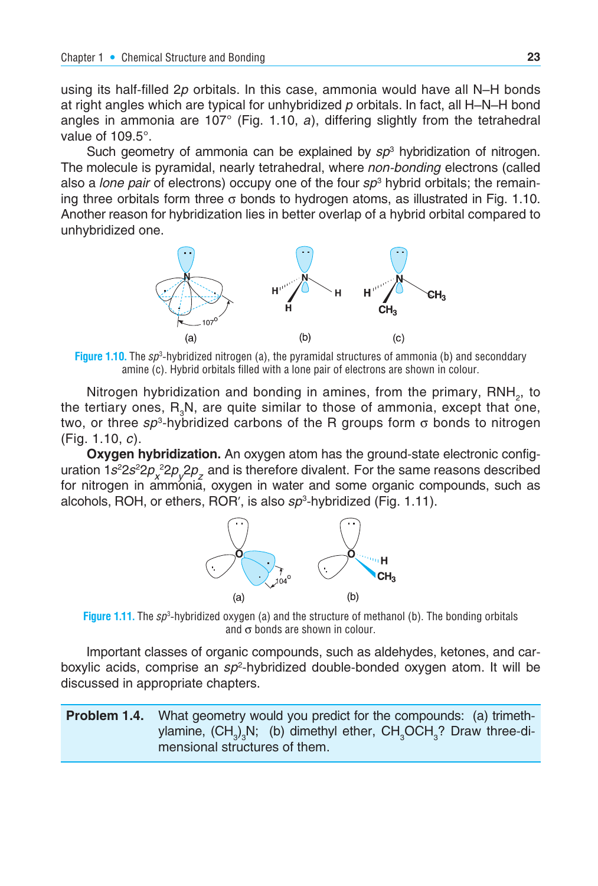using its half-filled 2*p* orbitals. In this case, ammonia would have all N–H bonds at right angles which are typical for unhybridized *p* orbitals. In fact, all H–N–H bond angles in ammonia are 107° (Fig. 1.10, *a*), differing slightly from the tetrahedral value of 109.5°.

Such geometry of ammonia can be explained by $sp^3$ hybridization of nitrogen. The molecule is pyramidal, nearly tetrahedral, where *non-bonding* electrons (called also a *lone pair* of electrons) occupy one of the four $sp^3$ hybrid orbitals; the remaining three orbitals form three σ bonds to hydrogen atoms, as illustrated in Fig. 1.10. Another reason for hybridization lies in better overlap of a hybrid orbital compared to unhybridized one.

**Figure 1.10.** The $sp^3$-hybridized nitrogen (a), the pyramidal structures of ammonia (b) and seconddary amine (c). Hybrid orbitals filled with a lone pair of electrons are shown in colour.

Nitrogen hybridization and bonding in amines, from the primary, $RNH_2$, to the tertiary ones, $R_3N$, are quite similar to those of ammonia, except that one, two, or three $sp^3$-hybridized carbons of the R groups form σ bonds to nitrogen (Fig. 1.10, *c*).

**Oxygen hybridization.** An oxygen atom has the ground-state electronic configuration $1s^22s^22p_x^{\ 2}2p_y2p_z$ and is therefore divalent. For the same reasons described for nitrogen in ammonia, oxygen in water and some organic compounds, such as alcohols, ROH, or ethers, ROR′, is also $sp^3$-hybridized (Fig. 1.11).

**Figure 1.11.** The $sp^3$-hybridized oxygen (a) and the structure of methanol (b). The bonding orbitals and σ bonds are shown in colour.

Important classes of organic compounds, such as aldehydes, ketones, and carboxylic acids, comprise an $sp^2$-hybridized double-bonded oxygen atom. It will be discussed in appropriate chapters.

**Problem 1.4.** What geometry would you predict for the compounds: (a) trimethylamine, $(CH_3)_3N$; (b) dimethyl ether, $CH_3OCH_3$? Draw three-dimensional structures of them.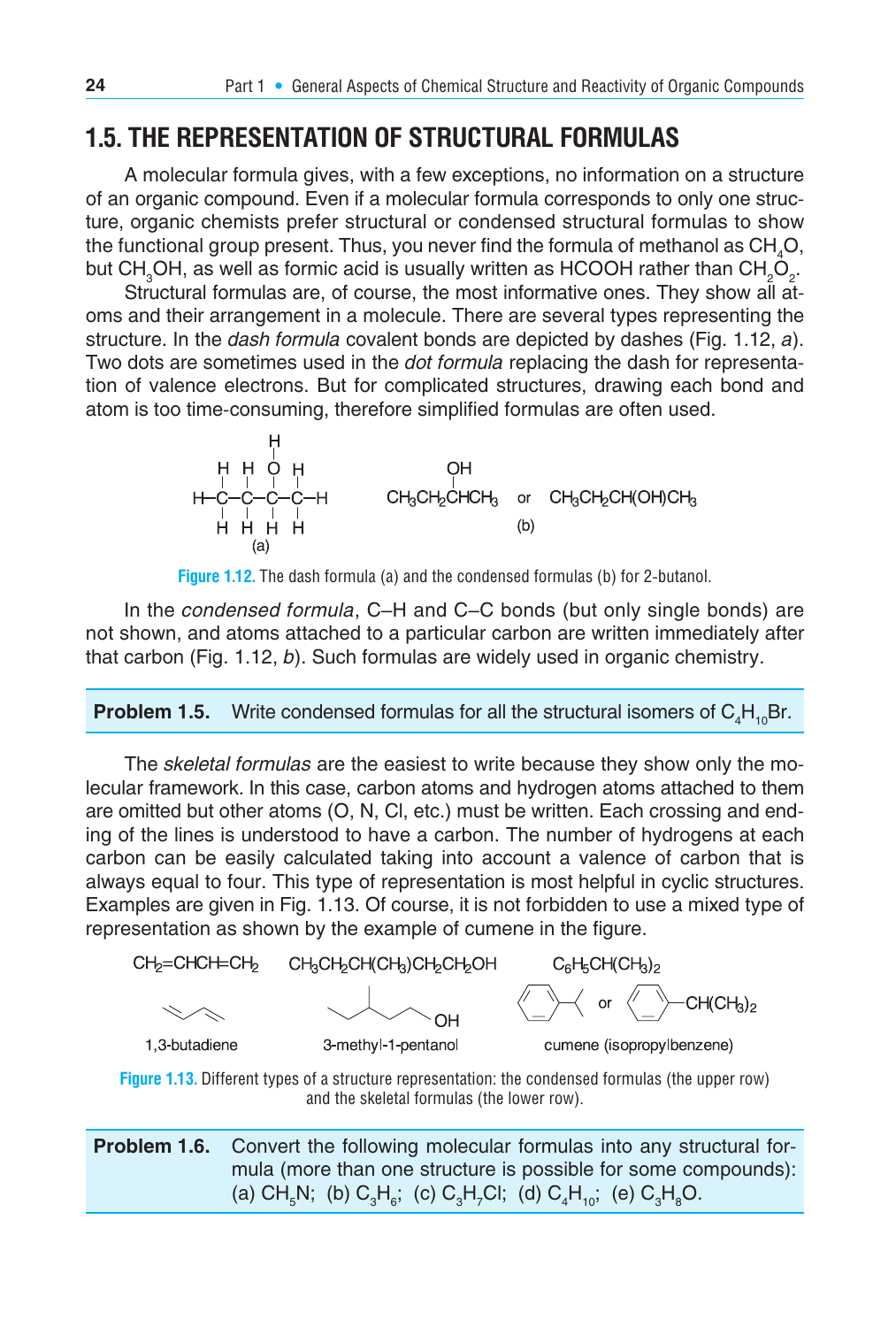## 1.5. THE REPRESENTATION OF STRUCTURAL FORMULAS

A molecular formula gives, with a few exceptions, no information on a structure of an organic compound. Even if a molecular formula corresponds to only one structure, organic chemists prefer structural or condensed structural formulas to show the functional group present. Thus, you never find the formula of methanol as $CH_4O$, but $CH_3OH$, as well as formic acid is usually written as HCOOH rather than $CH_2O_2$.

Structural formulas are, of course, the most informative ones. They show all atoms and their arrangement in a molecule. There are several types representing the structure. In the *dash formula* covalent bonds are depicted by dashes (Fig. 1.12, *a*). Two dots are sometimes used in the *dot formula* replacing the dash for representation of valence electrons. But for complicated structures, drawing each bond and atom is too time-consuming, therefore simplified formulas are often used.

(a) [dash formula of 2-butanol]

(b) $CH_3CH_2CH(OH)CH_3$ (drawn with OH above the third carbon: $CH_3CH_2CHCH_3$) or $CH_3CH_2CH(OH)CH_3$

**Figure 1.12.** The dash formula (a) and the condensed formulas (b) for 2-butanol.

In the *condensed formula*, C–H and C–C bonds (but only single bonds) are not shown, and atoms attached to a particular carbon are written immediately after that carbon (Fig. 1.12, *b*). Such formulas are widely used in organic chemistry.

> **Problem 1.5.** Write condensed formulas for all the structural isomers of $C_4H_{10}Br$.

The *skeletal formulas* are the easiest to write because they show only the molecular framework. In this case, carbon atoms and hydrogen atoms attached to them are omitted but other atoms (O, N, Cl, etc.) must be written. Each crossing and ending of the lines is understood to have a carbon. The number of hydrogens at each carbon can be easily calculated taking into account a valence of carbon that is always equal to four. This type of representation is most helpful in cyclic structures. Examples are given in Fig. 1.13. Of course, it is not forbidden to use a mixed type of representation as shown by the example of cumene in the figure.

| $CH_2$=CHCH=$CH_2$ | $CH_3CH_2CH(CH_3)CH_2CH_2OH$ | $C_6H_5CH(CH_3)_2$ |
|---|---|---|
| [skeletal formula] | [skeletal formula] OH | [skeletal formula] or [benzene ring]–$CH(CH_3)_2$ |
| 1,3-butadiene | 3-methyl-1-pentanol | cumene (isopropylbenzene) |

**Figure 1.13.** Different types of a structure representation: the condensed formulas (the upper row) and the skeletal formulas (the lower row).

> **Problem 1.6.** Convert the following molecular formulas into any structural formula (more than one structure is possible for some compounds): (a) $CH_5N$; (b) $C_3H_6$; (c) $C_3H_7Cl$; (d) $C_4H_{10}$; (e) $C_3H_8O$.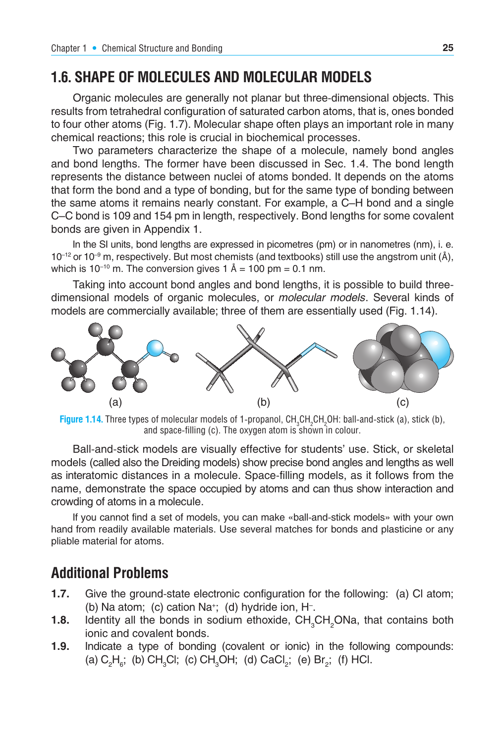## 1.6. SHAPE OF MOLECULES AND MOLECULAR MODELS

Organic molecules are generally not planar but three-dimensional objects. This results from tetrahedral configuration of saturated carbon atoms, that is, ones bonded to four other atoms (Fig. 1.7). Molecular shape often plays an important role in many chemical reactions; this role is crucial in biochemical processes.

Two parameters characterize the shape of a molecule, namely bond angles and bond lengths. The former have been discussed in Sec. 1.4. The bond length represents the distance between nuclei of atoms bonded. It depends on the atoms that form the bond and a type of bonding, but for the same type of bonding between the same atoms it remains nearly constant. For example, a C–H bond and a single C–C bond is 109 and 154 pm in length, respectively. Bond lengths for some covalent bonds are given in Appendix 1.

In the SI units, bond lengths are expressed in picometres (pm) or in nanometres (nm), i. e. $10^{-12}$ or $10^{-9}$ m, respectively. But most chemists (and textbooks) still use the angstrom unit (Å), which is $10^{-10}$ m. The conversion gives 1 Å = 100 pm = 0.1 nm.

Taking into account bond angles and bond lengths, it is possible to build three-dimensional models of organic molecules, or *molecular models*. Several kinds of models are commercially available; three of them are essentially used (Fig. 1.14).

(a) (b) (c)

**Figure 1.14.** Three types of molecular models of 1-propanol, $CH_3CH_2CH_2OH$: ball-and-stick (a), stick (b), and space-filling (c). The oxygen atom is shown in colour.

Ball-and-stick models are visually effective for students' use. Stick, or skeletal models (called also the Dreiding models) show precise bond angles and lengths as well as interatomic distances in a molecule. Space-filling models, as it follows from the name, demonstrate the space occupied by atoms and can thus show interaction and crowding of atoms in a molecule.

If you cannot find a set of models, you can make «ball-and-stick models» with your own hand from readily available materials. Use several matches for bonds and plasticine or any pliable material for atoms.

## Additional Problems

**1.7.** Give the ground-state electronic configuration for the following: (a) Cl atom; (b) Na atom; (c) cation $Na^+$; (d) hydride ion, $H^-$.

**1.8.** Identity all the bonds in sodium ethoxide, $CH_3CH_2ONa$, that contains both ionic and covalent bonds.

**1.9.** Indicate a type of bonding (covalent or ionic) in the following compounds: (a) $C_2H_6$; (b) $CH_3Cl$; (c) $CH_3OH$; (d) $CaCl_2$; (e) $Br_2$; (f) HCl.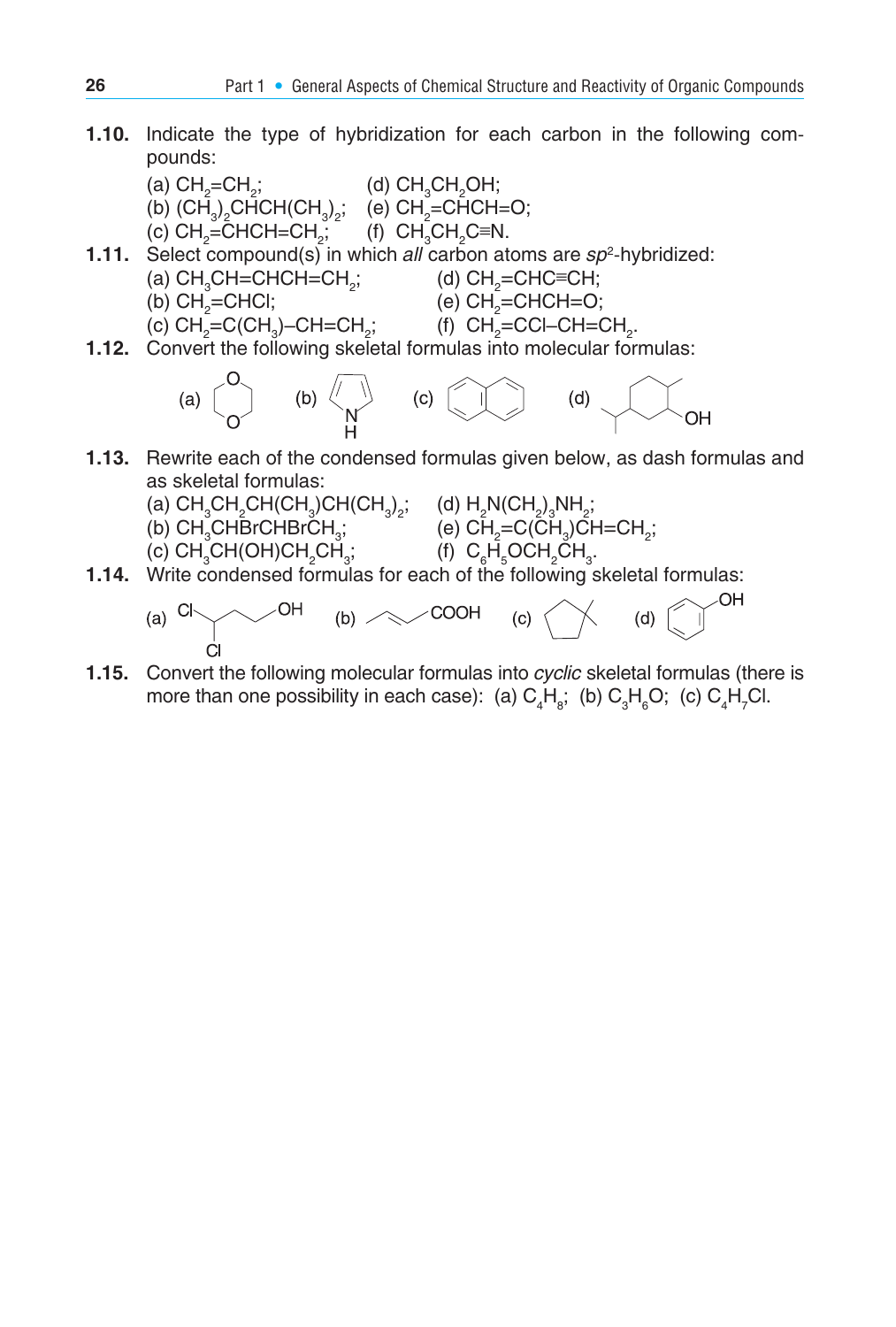**1.10.** Indicate the type of hybridization for each carbon in the following compounds:

(a) $CH_2{=}CH_2$; (b) $(CH_3)_2CHCH(CH_3)_2$; (c) $CH_2{=}CHCH{=}CH_2$; (d) $CH_3CH_2OH$; (e) $CH_2{=}CHCH{=}O$; (f) $CH_3CH_2C{\equiv}N$.

**1.11.** Select compound(s) in which *all* carbon atoms are $sp^2$-hybridized:

(a) $CH_3CH{=}CHCH{=}CH_2$; (b) $CH_2{=}CHCl$; (c) $CH_2{=}C(CH_3){-}CH{=}CH_2$; (d) $CH_2{=}CHC{\equiv}CH$; (e) $CH_2{=}CHCH{=}O$; (f) $CH_2{=}CCl{-}CH{=}CH_2$.

**1.12.** Convert the following skeletal formulas into molecular formulas:

(a) (b) (c) (d)

**1.13.** Rewrite each of the condensed formulas given below, as dash formulas and as skeletal formulas:

(a) $CH_3CH_2CH(CH_3)CH(CH_3)_2$; (b) $CH_3CHBrCHBrCH_3$; (c) $CH_3CH(OH)CH_2CH_3$; (d) $H_2N(CH_2)_3NH_2$; (e) $CH_2{=}C(CH_3)CH{=}CH_2$; (f) $C_6H_5OCH_2CH_3$.

**1.14.** Write condensed formulas for each of the following skeletal formulas:

(a) (b) (c) (d)

**1.15.** Convert the following molecular formulas into *cyclic* skeletal formulas (there is more than one possibility in each case): (a) $C_4H_8$; (b) $C_3H_6O$; (c) $C_4H_7Cl$.